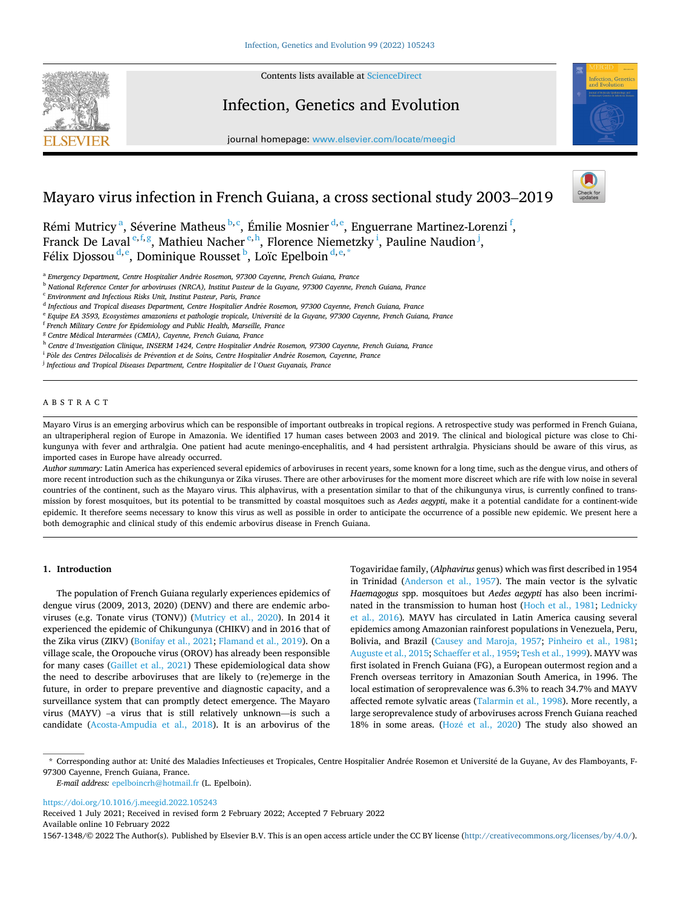# Mayaro virus infection in French Guiana, a cross sectional study 2003–2019

Rémi Mutricy[a], Séverine Matheus[b,c], Émilie Mosnier[d,e], Enguerranne Martinez-Lorenzi[f], Franck De Laval[e,f,g], Mathieu Nacher[e,h], Florence Niemetzky[i], Pauline Naudion[j], Félix Djossou[d,e], Dominique Rousset[b], Loïc Epelboin[d,e,*]

[a] Emergency Department, Centre Hospitalier Andrée Rosemon, 97300 Cayenne, French Guiana, France
[b] National Reference Center for arboviruses (NRCA), Institut Pasteur de la Guyane, 97300 Cayenne, French Guiana, France
[c] Environment and Infectious Risks Unit, Institut Pasteur, Paris, France
[d] Infectious and Tropical diseases Department, Centre Hospitalier Andrée Rosemon, 97300 Cayenne, French Guiana, France
[e] Equipe EA 3593, Ecosystèmes amazoniens et pathologie tropicale, Université de la Guyane, 97300 Cayenne, French Guiana, France
[f] French Military Centre for Epidemiology and Public Health, Marseille, France
[g] Centre Médical Interarmées (CMIA), Cayenne, French Guiana, France
[h] Centre d'Investigation Clinique, INSERM 1424, Centre Hospitalier Andrée Rosemon, 97300 Cayenne, French Guiana, France
[i] Pôle des Centres Délocalisés de Prévention et de Soins, Centre Hospitalier Andrée Rosemon, Cayenne, France
[j] Infectious and Tropical Diseases Department, Centre Hospitalier de l'Ouest Guyanais, France

## ABSTRACT

Mayaro Virus is an emerging arbovirus which can be responsible of important outbreaks in tropical regions. A retrospective study was performed in French Guiana, an ultraperipheral region of Europe in Amazonia. We identified 17 human cases between 2003 and 2019. The clinical and biological picture was close to Chikungunya with fever and arthralgia. One patient had acute meningo-encephalitis, and 4 had persistent arthralgia. Physicians should be aware of this virus, as imported cases in Europe have already occurred.

*Author summary:* Latin America has experienced several epidemics of arboviruses in recent years, some known for a long time, such as the dengue virus, and others of more recent introduction such as the chikungunya or Zika viruses. There are other arboviruses for the moment more discreet which are rife with low noise in several countries of the continent, such as the Mayaro virus. This alphavirus, with a presentation similar to that of the chikungunya virus, is currently confined to transmission by forest mosquitoes, but its potential to be transmitted by coastal mosquitoes such as *Aedes aegypti*, make it a potential candidate for a continent-wide epidemic. It therefore seems necessary to know this virus as well as possible in order to anticipate the occurrence of a possible new epidemic. We present here a both demographic and clinical study of this endemic arbovirus disease in French Guiana.

## 1. Introduction

The population of French Guiana regularly experiences epidemics of dengue virus (2009, 2013, 2020) (DENV) and there are endemic arboviruses (e.g. Tonate virus (TONV)) (Mutricy et al., 2020). In 2014 it experienced the epidemic of Chikungunya (CHIKV) and in 2016 that of the Zika virus (ZIKV) (Bonifay et al., 2021; Flamand et al., 2019). On a village scale, the Oropouche virus (OROV) has already been responsible for many cases (Gaillet et al., 2021) These epidemiological data show the need to describe arboviruses that are likely to (re)emerge in the future, in order to prepare preventive and diagnostic capacity, and a surveillance system that can promptly detect emergence. The Mayaro virus (MAYV) –a virus that is still relatively unknown—is such a candidate (Acosta-Ampudia et al., 2018). It is an arbovirus of the Togaviridae family, (*Alphavirus* genus) which was first described in 1954 in Trinidad (Anderson et al., 1957). The main vector is the sylvatic *Haemagogus* spp. mosquitoes but *Aedes aegypti* has also been incriminated in the transmission to human host (Hoch et al., 1981; Lednicky et al., 2016). MAYV has circulated in Latin America causing several epidemics among Amazonian rainforest populations in Venezuela, Peru, Bolivia, and Brazil (Causey and Maroja, 1957; Pinheiro et al., 1981; Auguste et al., 2015; Schaeffer et al., 1959; Tesh et al., 1999). MAYV was first isolated in French Guiana (FG), a European outermost region and a French overseas territory in Amazonian South America, in 1996. The local estimation of seroprevalence was 6.3% to reach 34.7% and MAYV affected remote sylvatic areas (Talarmin et al., 1998). More recently, a large seroprevalence study of arboviruses across French Guiana reached 18% in some areas. (Hozé et al., 2020) The study also showed an

\* Corresponding author at: Unité des Maladies Infectieuses et Tropicales, Centre Hospitalier Andrée Rosemon et Université de la Guyane, Av des Flamboyants, F-97300 Cayenne, French Guiana, France.
*E-mail address:* epelboincrh@hotmail.fr (L. Epelboin).

https://doi.org/10.1016/j.meegid.2022.105243
Received 1 July 2021; Received in revised form 2 February 2022; Accepted 7 February 2022
Available online 10 February 2022
1567-1348/© 2022 The Author(s). Published by Elsevier B.V. This is an open access article under the CC BY license (http://creativecommons.org/licenses/by/4.0/).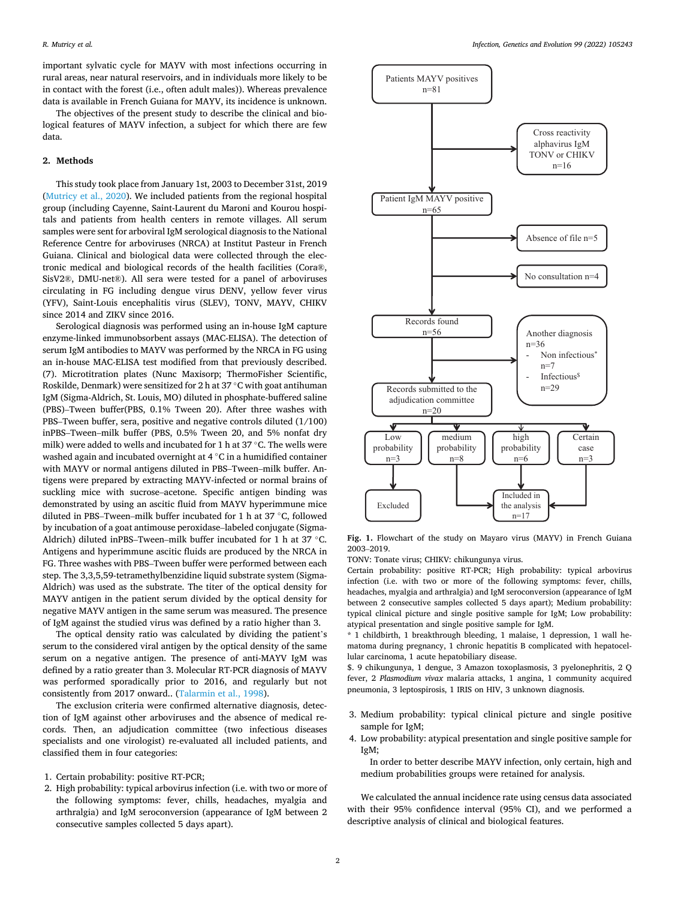important sylvatic cycle for MAYV with most infections occurring in rural areas, near natural reservoirs, and in individuals more likely to be in contact with the forest (i.e., often adult males)). Whereas prevalence data is available in French Guiana for MAYV, its incidence is unknown.

The objectives of the present study to describe the clinical and biological features of MAYV infection, a subject for which there are few data.

## 2. Methods

This study took place from January 1st, 2003 to December 31st, 2019 (Mutricy et al., 2020). We included patients from the regional hospital group (including Cayenne, Saint-Laurent du Maroni and Kourou hospitals and patients from health centers in remote villages. All serum samples were sent for arboviral IgM serological diagnosis to the National Reference Centre for arboviruses (NRCA) at Institut Pasteur in French Guiana. Clinical and biological data were collected through the electronic medical and biological records of the health facilities (Cora®, SisV2®, DMU-net®). All sera were tested for a panel of arboviruses circulating in FG including dengue virus DENV, yellow fever virus (YFV), Saint-Louis encephalitis virus (SLEV), TONV, MAYV, CHIKV since 2014 and ZIKV since 2016.

Serological diagnosis was performed using an in-house IgM capture enzyme-linked immunosorbent assays (MAC-ELISA). The detection of serum IgM antibodies to MAYV was performed by the NRCA in FG using an in-house MAC-ELISA test modified from that previously described. (7). Microtitration plates (Nunc Maxisorp; ThermoFisher Scientific, Roskilde, Denmark) were sensitized for 2 h at 37 °C with goat antihuman IgM (Sigma-Aldrich, St. Louis, MO) diluted in phosphate-buffered saline (PBS)–Tween buffer(PBS, 0.1% Tween 20). After three washes with PBS–Tween buffer, sera, positive and negative controls diluted (1/100) inPBS–Tween–milk buffer (PBS, 0.5% Tween 20, and 5% nonfat dry milk) were added to wells and incubated for 1 h at 37 °C. The wells were washed again and incubated overnight at 4 °C in a humidified container with MAYV or normal antigens diluted in PBS–Tween–milk buffer. Antigens were prepared by extracting MAYV-infected or normal brains of suckling mice with sucrose–acetone. Specific antigen binding was demonstrated by using an ascitic fluid from MAYV hyperimmune mice diluted in PBS–Tween–milk buffer incubated for 1 h at 37 °C, followed by incubation of a goat antimouse peroxidase–labeled conjugate (Sigma-Aldrich) diluted inPBS–Tween–milk buffer incubated for 1 h at 37 °C. Antigens and hyperimmune ascitic fluids are produced by the NRCA in FG. Three washes with PBS–Tween buffer were performed between each step. The 3,3,5,59-tetramethylbenzidine liquid substrate system (Sigma-Aldrich) was used as the substrate. The titer of the optical density for MAYV antigen in the patient serum divided by the optical density for negative MAYV antigen in the same serum was measured. The presence of IgM against the studied virus was defined by a ratio higher than 3.

The optical density ratio was calculated by dividing the patient's serum to the considered viral antigen by the optical density of the same serum on a negative antigen. The presence of anti-MAYV IgM was defined by a ratio greater than 3. Molecular RT-PCR diagnosis of MAYV was performed sporadically prior to 2016, and regularly but not consistently from 2017 onward.. (Talarmin et al., 1998).

The exclusion criteria were confirmed alternative diagnosis, detection of IgM against other arboviruses and the absence of medical records. Then, an adjudication committee (two infectious diseases specialists and one virologist) re-evaluated all included patients, and classified them in four categories:

1. Certain probability: positive RT-PCR;
2. High probability: typical arbovirus infection (i.e. with two or more of the following symptoms: fever, chills, headaches, myalgia and arthralgia) and IgM seroconversion (appearance of IgM between 2 consecutive samples collected 5 days apart).
3. Medium probability: typical clinical picture and single positive sample for IgM;
4. Low probability: atypical presentation and single positive sample for IgM;

In order to better describe MAYV infection, only certain, high and medium probabilities groups were retained for analysis.

We calculated the annual incidence rate using census data associated with their 95% confidence interval (95% CI), and we performed a descriptive analysis of clinical and biological features.

Patients MAYV positives n=81 → Cross reactivity alphavirus IgM TONV or CHIKV n=16 → Patient IgM MAYV positive n=65 → Absence of file n=5; No consultation n=4 → Records found n=56 → Another diagnosis n=36 (Non infectious* n=7; Infectious$ n=29) → Records submitted to the adjudication committee n=20 → Low probability n=3 (Excluded); medium probability n=8; high probability n=6; Certain case n=3 → Included in the analysis n=17

**Fig. 1.** Flowchart of the study on Mayaro virus (MAYV) in French Guiana 2003–2019.

TONV: Tonate virus; CHIKV: chikungunya virus.

Certain probability: positive RT-PCR; High probability: typical arbovirus infection (i.e. with two or more of the following symptoms: fever, chills, headaches, myalgia and arthralgia) and IgM seroconversion (appearance of IgM between 2 consecutive samples collected 5 days apart); Medium probability: typical clinical picture and single positive sample for IgM; Low probability: atypical presentation and single positive sample for IgM.

\* 1 childbirth, 1 breakthrough bleeding, 1 malaise, 1 depression, 1 wall hematoma during pregnancy, 1 chronic hepatitis B complicated with hepatocellular carcinoma, 1 acute hepatobiliary disease.

$. 9 chikungunya, 1 dengue, 3 Amazon toxoplasmosis, 3 pyelonephritis, 2 Q fever, 2 *Plasmodium vivax* malaria attacks, 1 angina, 1 community acquired pneumonia, 3 leptospirosis, 1 IRIS on HIV, 3 unknown diagnosis.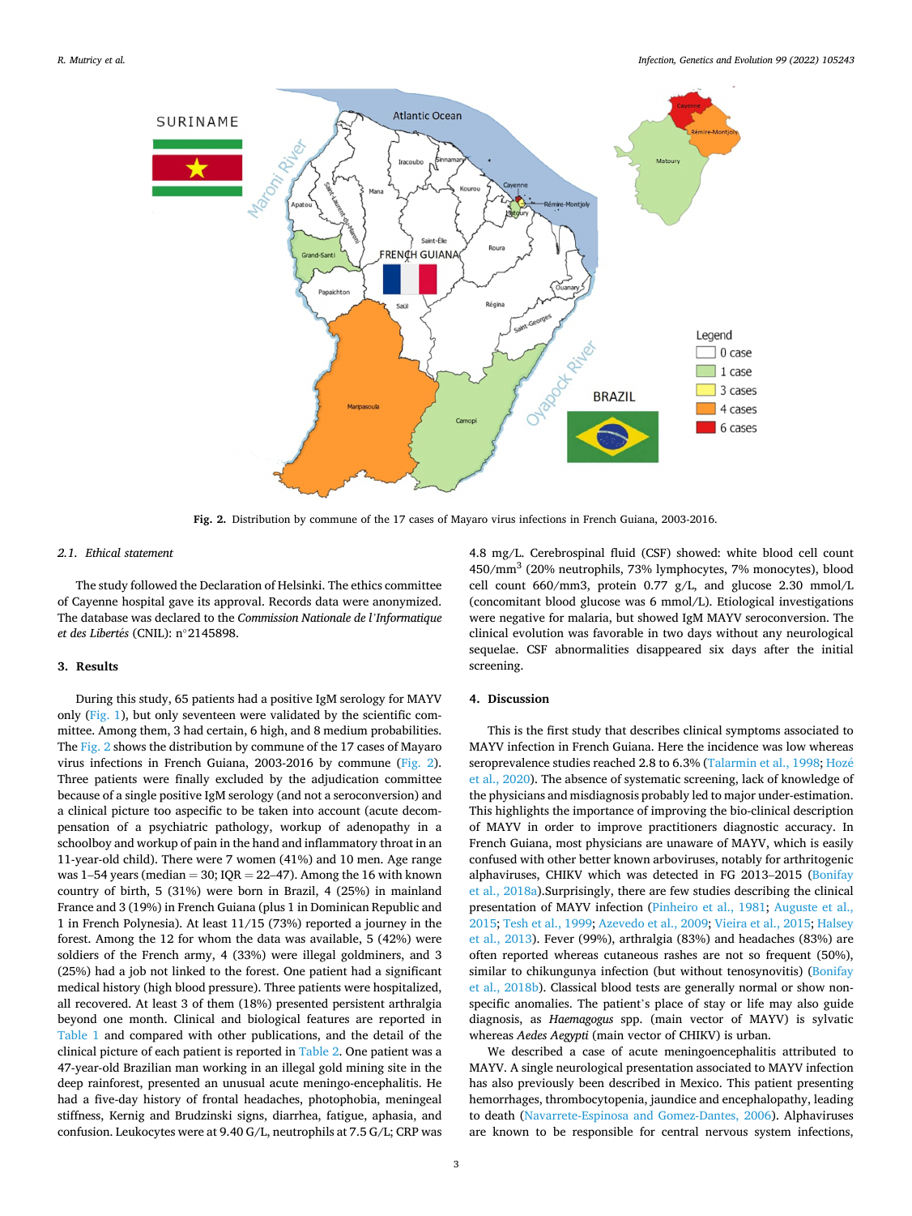Fig. 2. Distribution by commune of the 17 cases of Mayaro virus infections in French Guiana, 2003-2016.

### 2.1. Ethical statement

The study followed the Declaration of Helsinki. The ethics committee of Cayenne hospital gave its approval. Records data were anonymized. The database was declared to the *Commission Nationale de l'Informatique et des Libertés* (CNIL): n°2145898.

## 3. Results

During this study, 65 patients had a positive IgM serology for MAYV only (Fig. 1), but only seventeen were validated by the scientific committee. Among them, 3 had certain, 6 high, and 8 medium probabilities. The Fig. 2 shows the distribution by commune of the 17 cases of Mayaro virus infections in French Guiana, 2003-2016 by commune (Fig. 2). Three patients were finally excluded by the adjudication committee because of a single positive IgM serology (and not a seroconversion) and a clinical picture too aspecific to be taken into account (acute decompensation of a psychiatric pathology, workup of adenopathy in a schoolboy and workup of pain in the hand and inflammatory throat in an 11-year-old child). There were 7 women (41%) and 10 men. Age range was 1–54 years (median = 30; IQR = 22–47). Among the 16 with known country of birth, 5 (31%) were born in Brazil, 4 (25%) in mainland France and 3 (19%) in French Guiana (plus 1 in Dominican Republic and 1 in French Polynesia). At least 11/15 (73%) reported a journey in the forest. Among the 12 for whom the data was available, 5 (42%) were soldiers of the French army, 4 (33%) were illegal goldminers, and 3 (25%) had a job not linked to the forest. One patient had a significant medical history (high blood pressure). Three patients were hospitalized, all recovered. At least 3 of them (18%) presented persistent arthralgia beyond one month. Clinical and biological features are reported in Table 1 and compared with other publications, and the detail of the clinical picture of each patient is reported in Table 2. One patient was a 47-year-old Brazilian man working in an illegal gold mining site in the deep rainforest, presented an unusual acute meningo-encephalitis. He had a five-day history of frontal headaches, photophobia, meningeal stiffness, Kernig and Brudzinski signs, diarrhea, fatigue, aphasia, and confusion. Leukocytes were at 9.40 G/L, neutrophils at 7.5 G/L; CRP was 4.8 mg/L. Cerebrospinal fluid (CSF) showed: white blood cell count 450/mm$^3$ (20% neutrophils, 73% lymphocytes, 7% monocytes), blood cell count 660/mm3, protein 0.77 g/L, and glucose 2.30 mmol/L (concomitant blood glucose was 6 mmol/L). Etiological investigations were negative for malaria, but showed IgM MAYV seroconversion. The clinical evolution was favorable in two days without any neurological sequelae. CSF abnormalities disappeared six days after the initial screening.

## 4. Discussion

This is the first study that describes clinical symptoms associated to MAYV infection in French Guiana. Here the incidence was low whereas seroprevalence studies reached 2.8 to 6.3% (Talarmin et al., 1998; Hozé et al., 2020). The absence of systematic screening, lack of knowledge of the physicians and misdiagnosis probably led to major under-estimation. This highlights the importance of improving the bio-clinical description of MAYV in order to improve practitioners diagnostic accuracy. In French Guiana, most physicians are unaware of MAYV, which is easily confused with other better known arboviruses, notably for arthritogenic alphaviruses, CHIKV which was detected in FG 2013–2015 (Bonifay et al., 2018a).Surprisingly, there are few studies describing the clinical presentation of MAYV infection (Pinheiro et al., 1981; Auguste et al., 2015; Tesh et al., 1999; Azevedo et al., 2009; Vieira et al., 2015; Halsey et al., 2013). Fever (99%), arthralgia (83%) and headaches (83%) are often reported whereas cutaneous rashes are not so frequent (50%), similar to chikungunya infection (but without tenosynovitis) (Bonifay et al., 2018b). Classical blood tests are generally normal or show non-specific anomalies. The patient's place of stay or life may also guide diagnosis, as *Haemagogus* spp. (main vector of MAYV) is sylvatic whereas *Aedes Aegypti* (main vector of CHIKV) is urban.

We described a case of acute meningoencephalitis attributed to MAYV. A single neurological presentation associated to MAYV infection has also previously been described in Mexico. This patient presenting hemorrhages, thrombocytopenia, jaundice and encephalopathy, leading to death (Navarrete-Espinosa and Gomez-Dantes, 2006). Alphaviruses are known to be responsible for central nervous system infections,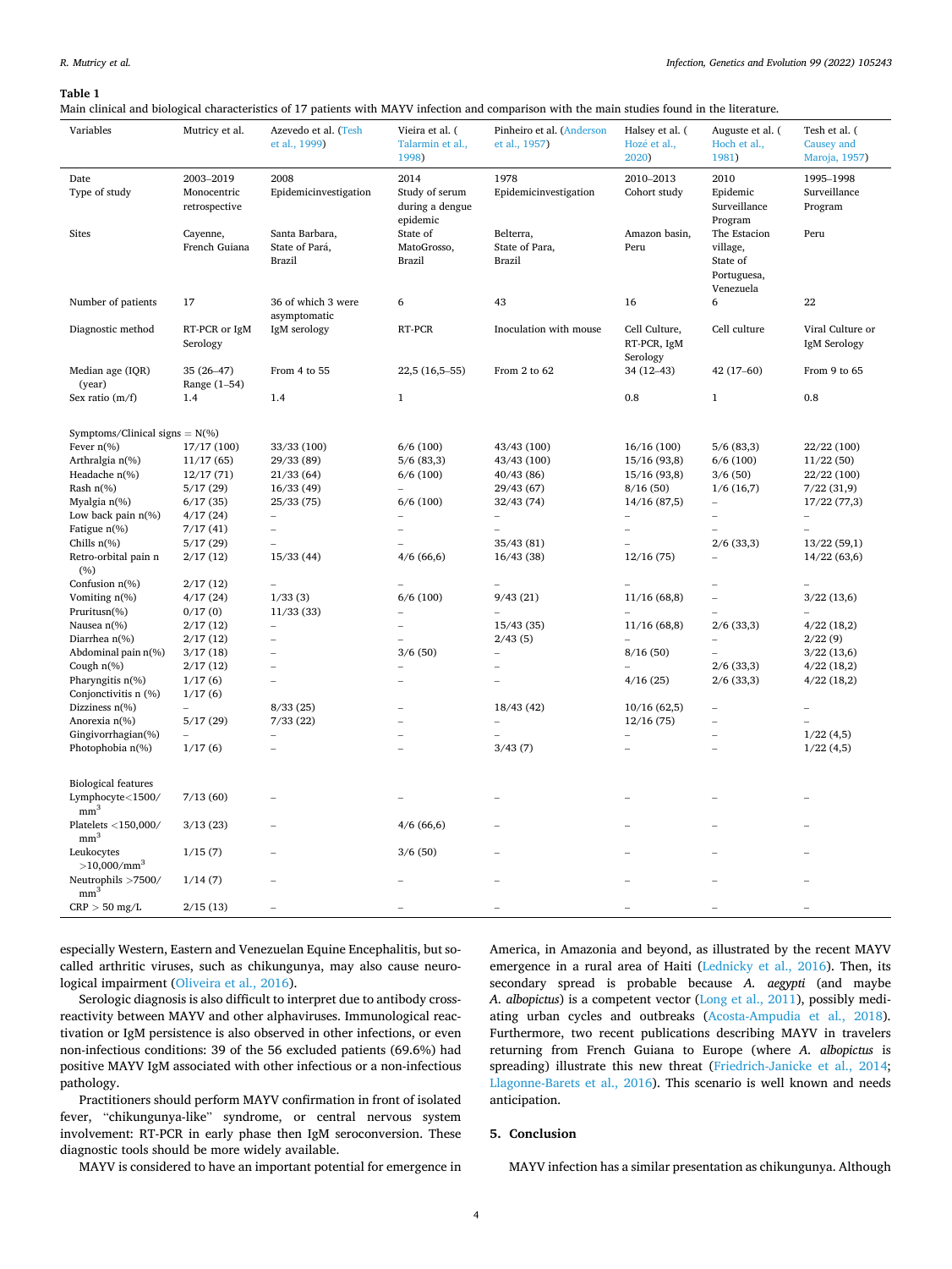**Table 1**

Main clinical and biological characteristics of 17 patients with MAYV infection and comparison with the main studies found in the literature.

| Variables | Mutricy et al. | Azevedo et al. (Tesh et al., 1999) | Vieira et al. (Talarmin et al., 1998) | Pinheiro et al. (Anderson et al., 1957) | Halsey et al. (Hozé et al., 2020) | Auguste et al. (Hoch et al., 1981) | Tesh et al. (Causey and Maroja, 1957) |
|---|---|---|---|---|---|---|---|
| Date | 2003–2019 | 2008 | 2014 | 1978 | 2010–2013 | 2010 | 1995–1998 |
| Type of study | Monocentric retrospective | Epidemicinvestigation | Study of serum during a dengue epidemic | Epidemicinvestigation | Cohort study | Epidemic Surveillance Program | Surveillance Program |
| Sites | Cayenne, French Guiana | Santa Barbara, State of Pará, Brazil | State of MatoGrosso, Brazil | Belterra, State of Para, Brazil | Amazon basin, Peru | The Estacion village, State of Portuguesa, Venezuela | Peru |
| Number of patients | 17 | 36 of which 3 were asymptomatic | 6 | 43 | 16 | 6 | 22 |
| Diagnostic method | RT-PCR or IgM Serology | IgM serology | RT-PCR | Inoculation with mouse | Cell Culture, RT-PCR, IgM Serology | Cell culture | Viral Culture or IgM Serology |
| Median age (IQR) (year) | 35 (26–47) Range (1–54) | From 4 to 55 | 22,5 (16,5–55) | From 2 to 62 | 34 (12–43) | 42 (17–60) | From 9 to 65 |
| Sex ratio (m/f) | 1.4 | 1.4 | 1 | | 0.8 | 1 | 0.8 |
| Symptoms/Clinical signs = N(%) | | | | | | | |
| Fever n(%) | 17/17 (100) | 33/33 (100) | 6/6 (100) | 43/43 (100) | 16/16 (100) | 5/6 (83,3) | 22/22 (100) |
| Arthralgia n(%) | 11/17 (65) | 29/33 (89) | 5/6 (83,3) | 43/43 (100) | 15/16 (93,8) | 6/6 (100) | 11/22 (50) |
| Headache n(%) | 12/17 (71) | 21/33 (64) | 6/6 (100) | 40/43 (86) | 15/16 (93,8) | 3/6 (50) | 22/22 (100) |
| Rash n(%) | 5/17 (29) | 16/33 (49) | – | 29/43 (67) | 8/16 (50) | 1/6 (16,7) | 7/22 (31,9) |
| Myalgia n(%) | 6/17 (35) | 25/33 (75) | 6/6 (100) | 32/43 (74) | 14/16 (87,5) | – | 17/22 (77,3) |
| Low back pain n(%) | 4/17 (24) | – | – | – | – | – | – |
| Fatigue n(%) | 7/17 (41) | – | – | – | – | – | – |
| Chills n(%) | 5/17 (29) | – | – | 35/43 (81) | – | 2/6 (33,3) | 13/22 (59,1) |
| Retro-orbital pain n (%) | 2/17 (12) | 15/33 (44) | 4/6 (66,6) | 16/43 (38) | 12/16 (75) | – | 14/22 (63,6) |
| Confusion n(%) | 2/17 (12) | – | – | – | – | – | – |
| Vomiting n(%) | 4/17 (24) | 1/33 (3) | 6/6 (100) | 9/43 (21) | 11/16 (68,8) | – | 3/22 (13,6) |
| Pruritusn(%) | 0/17 (0) | 11/33 (33) | – | – | – | – | – |
| Nausea n(%) | 2/17 (12) | – | – | 15/43 (35) | 11/16 (68,8) | 2/6 (33,3) | 4/22 (18,2) |
| Diarrhea n(%) | 2/17 (12) | – | – | 2/43 (5) | – | – | 2/22 (9) |
| Abdominal pain n(%) | 3/17 (18) | – | 3/6 (50) | – | 8/16 (50) | – | 3/22 (13,6) |
| Cough n(%) | 2/17 (12) | – | – | – | – | 2/6 (33,3) | 4/22 (18,2) |
| Pharyngitis n(%) | 1/17 (6) | – | – | – | 4/16 (25) | 2/6 (33,3) | 4/22 (18,2) |
| Conjonctivitis n (%) | 1/17 (6) | | | | | | |
| Dizziness n(%) | – | 8/33 (25) | – | 18/43 (42) | 10/16 (62,5) | – | – |
| Anorexia n(%) | 5/17 (29) | 7/33 (22) | – | – | 12/16 (75) | – | – |
| Gingivorrhagian(%) | – | – | – | – | – | – | 1/22 (4,5) |
| Photophobia n(%) | 1/17 (6) | – | – | 3/43 (7) | – | – | 1/22 (4,5) |
| Biological features | | | | | | | |
| Lymphocyte<1500/mm³ | 7/13 (60) | – | – | – | – | – | – |
| Platelets <150,000/mm³ | 3/13 (23) | – | 4/6 (66,6) | – | – | – | – |
| Leukocytes >10,000/mm³ | 1/15 (7) | – | 3/6 (50) | – | – | – | – |
| Neutrophils >7500/mm³ | 1/14 (7) | – | – | – | – | – | – |
| CRP > 50 mg/L | 2/15 (13) | – | – | – | – | – | – |

especially Western, Eastern and Venezuelan Equine Encephalitis, but so-called arthritic viruses, such as chikungunya, may also cause neurological impairment (Oliveira et al., 2016).

Serologic diagnosis is also difficult to interpret due to antibody cross-reactivity between MAYV and other alphaviruses. Immunological reactivation or IgM persistence is also observed in other infections, or even non-infectious conditions: 39 of the 56 excluded patients (69.6%) had positive MAYV IgM associated with other infectious or a non-infectious pathology.

Practitioners should perform MAYV confirmation in front of isolated fever, "chikungunya-like" syndrome, or central nervous system involvement: RT-PCR in early phase then IgM seroconversion. These diagnostic tools should be more widely available.

MAYV is considered to have an important potential for emergence in America, in Amazonia and beyond, as illustrated by the recent MAYV emergence in a rural area of Haiti (Lednicky et al., 2016). Then, its secondary spread is probable because *A. aegypti* (and maybe *A. albopictus*) is a competent vector (Long et al., 2011), possibly mediating urban cycles and outbreaks (Acosta-Ampudia et al., 2018). Furthermore, two recent publications describing MAYV in travelers returning from French Guiana to Europe (where *A. albopictus* is spreading) illustrate this new threat (Friedrich-Janicke et al., 2014; Llagonne-Barets et al., 2016). This scenario is well known and needs anticipation.

## 5. Conclusion

MAYV infection has a similar presentation as chikungunya. Although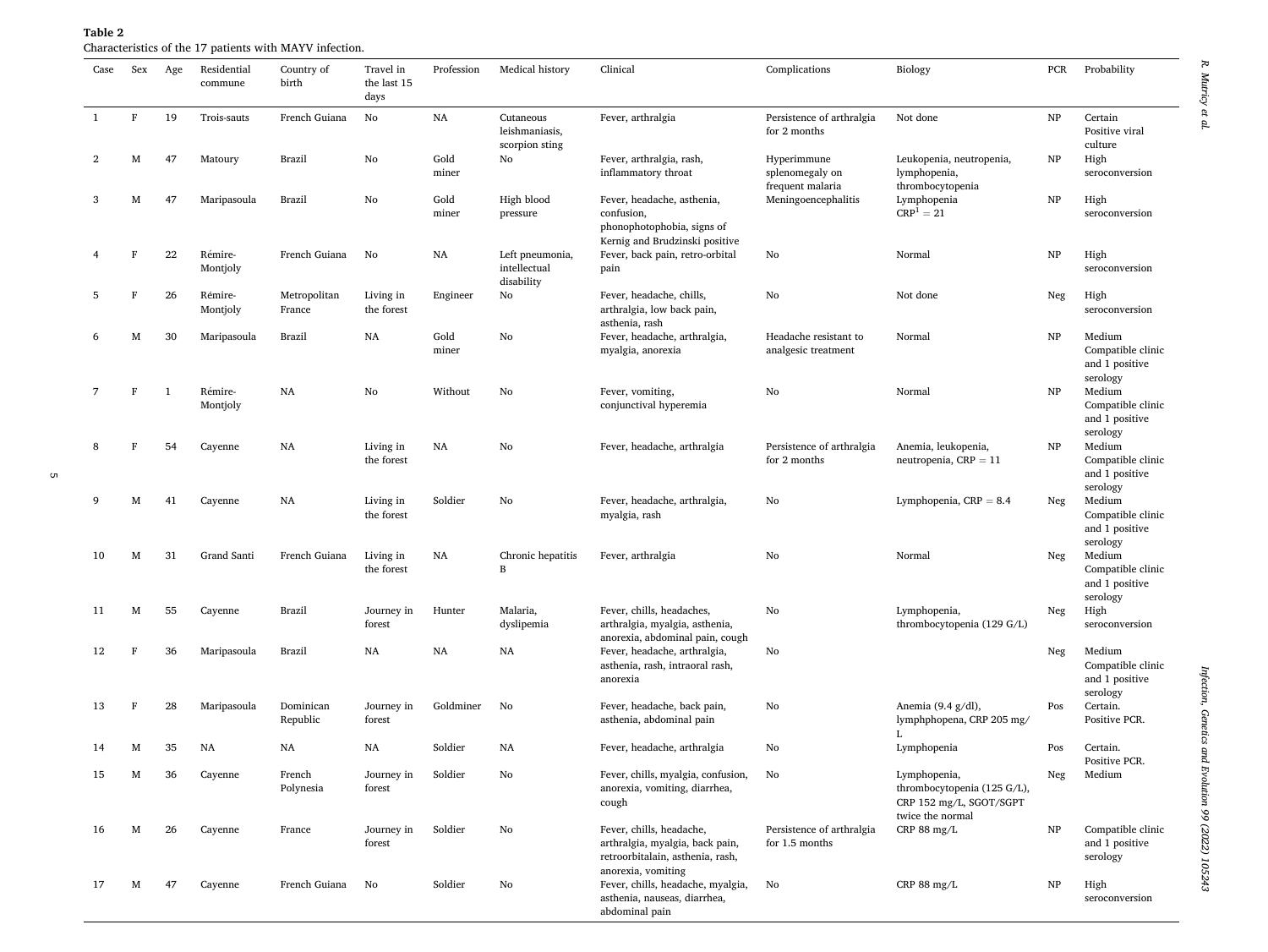**Table 2**
Characteristics of the 17 patients with MAYV infection.

| Case | Sex | Age | Residential commune | Country of birth | Travel in the last 15 days | Profession | Medical history | Clinical | Complications | Biology | PCR | Probability |
|---|---|---|---|---|---|---|---|---|---|---|---|---|
| 1 | F | 19 | Trois-sauts | French Guiana | No | NA | Cutaneous leishmaniasis, scorpion sting | Fever, arthralgia | Persistence of arthralgia for 2 months | Not done | NP | Certain Positive viral culture |
| 2 | M | 47 | Matoury | Brazil | No | Gold miner | No | Fever, arthralgia, rash, inflammatory throat | Hyperimmune splenomegaly on frequent malaria | Leukopenia, neutropenia, lymphopenia, thrombocytopenia | NP | High seroconversion |
| 3 | M | 47 | Maripasoula | Brazil | No | Gold miner | High blood pressure | Fever, headache, asthenia, confusion, phonophotophobia, signs of Kernig and Brudzinski positive | Meningoencephalitis | Lymphopenia CRP[1] = 21 | NP | High seroconversion |
| 4 | F | 22 | Rémire-Montjoly | French Guiana | No | NA | Left pneumonia, intellectual disability | Fever, back pain, retro-orbital pain | No | Normal | NP | High seroconversion |
| 5 | F | 26 | Rémire-Montjoly | Metropolitan France | Living in the forest | Engineer | No | Fever, headache, chills, arthralgia, low back pain, asthenia, rash | No | Not done | Neg | High seroconversion |
| 6 | M | 30 | Maripasoula | Brazil | NA | Gold miner | No | Fever, headache, arthralgia, myalgia, anorexia | Headache resistant to analgesic treatment | Normal | NP | Medium Compatible clinic and 1 positive serology |
| 7 | F | 1 | Rémire-Montjoly | NA | No | Without | No | Fever, vomiting, conjunctival hyperemia | No | Normal | NP | Medium Compatible clinic and 1 positive serology |
| 8 | F | 54 | Cayenne | NA | Living in the forest | NA | No | Fever, headache, arthralgia | Persistence of arthralgia for 2 months | Anemia, leukopenia, neutropenia, CRP = 11 | NP | Medium Compatible clinic and 1 positive serology |
| 9 | M | 41 | Cayenne | NA | Living in the forest | Soldier | No | Fever, headache, arthralgia, myalgia, rash | No | Lymphopenia, CRP = 8.4 | Neg | Medium Compatible clinic and 1 positive serology |
| 10 | M | 31 | Grand Santi | French Guiana | Living in the forest | NA | Chronic hepatitis B | Fever, arthralgia | No | Normal | Neg | Medium Compatible clinic and 1 positive serology |
| 11 | M | 55 | Cayenne | Brazil | Journey in forest | Hunter | Malaria, dyslipemia | Fever, chills, headaches, arthralgia, myalgia, asthenia, anorexia, abdominal pain, cough | No | Lymphopenia, thrombocytopenia (129 G/L) | Neg | High seroconversion |
| 12 | F | 36 | Maripasoula | Brazil | NA | NA | NA | Fever, headache, arthralgia, asthenia, rash, intraoral rash, anorexia | No | | Neg | Medium Compatible clinic and 1 positive serology |
| 13 | F | 28 | Maripasoula | Dominican Republic | Journey in forest | Goldminer | No | Fever, headache, back pain, asthenia, abdominal pain | No | Anemia (9.4 g/dl), lymphphopena, CRP 205 mg/L | Pos | Certain. Positive PCR. |
| 14 | M | 35 | NA | NA | NA | Soldier | NA | Fever, headache, arthralgia | No | Lymphopenia | Pos | Certain. Positive PCR. |
| 15 | M | 36 | Cayenne | French Polynesia | Journey in forest | Soldier | No | Fever, chills, myalgia, confusion, anorexia, vomiting, diarrhea, cough | No | Lymphopenia, thrombocytopenia (125 G/L), CRP 152 mg/L, SGOT/SGPT twice the normal | Neg | Medium |
| 16 | M | 26 | Cayenne | France | Journey in forest | Soldier | No | Fever, chills, headache, arthralgia, myalgia, back pain, retroorbitalain, asthenia, rash, anorexia, vomiting | Persistence of arthralgia for 1.5 months | CRP 88 mg/L | NP | Compatible clinic and 1 positive serology |
| 17 | M | 47 | Cayenne | French Guiana | No | Soldier | No | Fever, chills, headache, myalgia, asthenia, nauseas, diarrhea, abdominal pain | No | CRP 88 mg/L | NP | High seroconversion |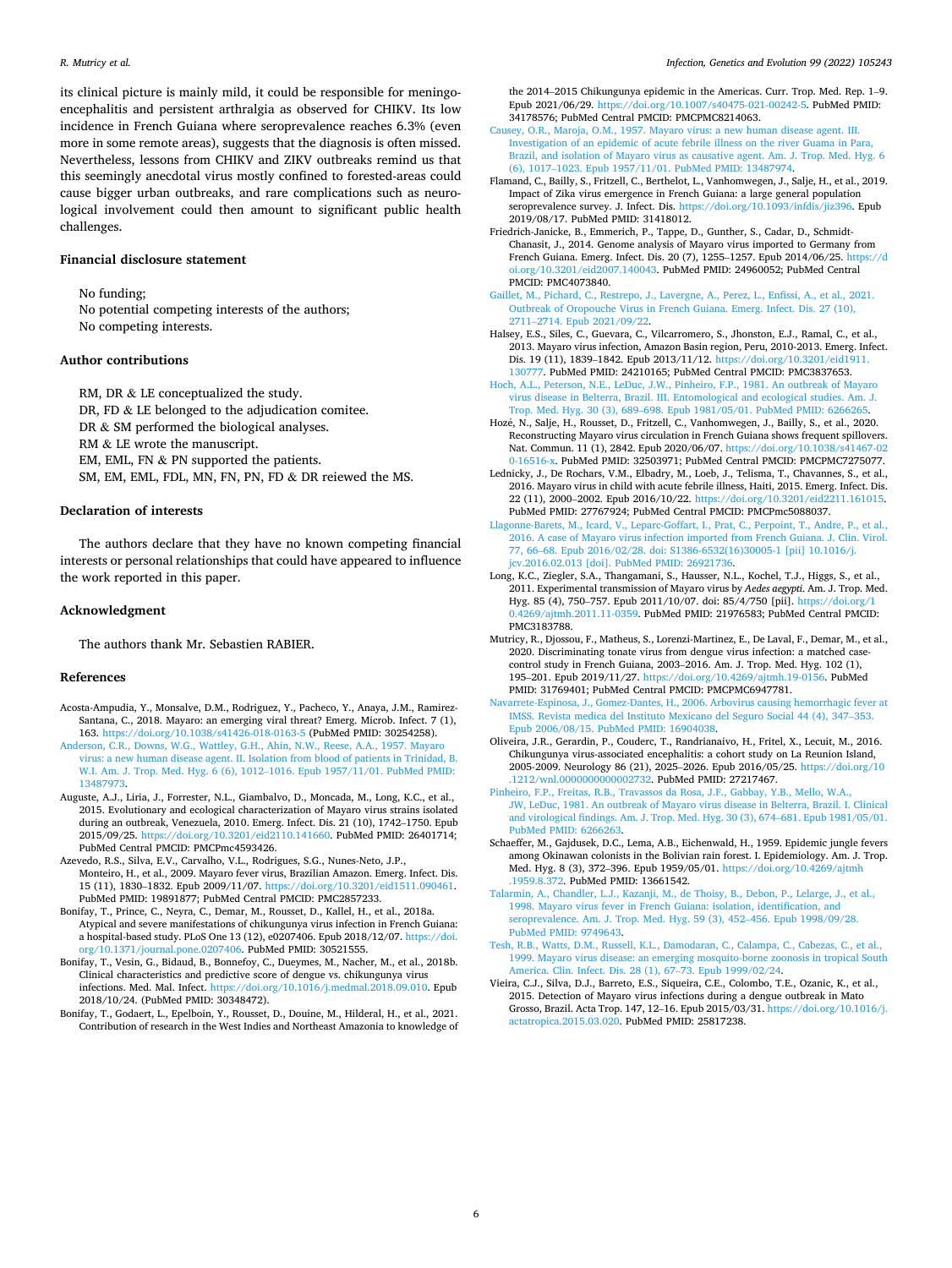its clinical picture is mainly mild, it could be responsible for meningo-encephalitis and persistent arthralgia as observed for CHIKV. Its low incidence in French Guiana where seroprevalence reaches 6.3% (even more in some remote areas), suggests that the diagnosis is often missed. Nevertheless, lessons from CHIKV and ZIKV outbreaks remind us that this seemingly anecdotal virus mostly confined to forested-areas could cause bigger urban outbreaks, and rare complications such as neurological involvement could then amount to significant public health challenges.

## Financial disclosure statement

No funding;
No potential competing interests of the authors;
No competing interests.

## Author contributions

RM, DR & LE conceptualized the study.
DR, FD & LE belonged to the adjudication comitee.
DR & SM performed the biological analyses.
RM & LE wrote the manuscript.
EM, EML, FN & PN supported the patients.
SM, EM, EML, FDL, MN, FN, PN, FD & DR reiewed the MS.

## Declaration of interests

The authors declare that they have no known competing financial interests or personal relationships that could have appeared to influence the work reported in this paper.

## Acknowledgment

The authors thank Mr. Sebastien RABIER.

## References

Acosta-Ampudia, Y., Monsalve, D.M., Rodriguez, Y., Pacheco, Y., Anaya, J.M., Ramirez-Santana, C., 2018. Mayaro: an emerging viral threat? Emerg. Microb. Infect. 7 (1), 163. https://doi.org/10.1038/s41426-018-0163-5 (PubMed PMID: 30254258).

Anderson, C.R., Downs, W.G., Wattley, G.H., Ahin, N.W., Reese, A.A., 1957. Mayaro virus: a new human disease agent. II. Isolation from blood of patients in Trinidad, B. W.I. Am. J. Trop. Med. Hyg. 6 (6), 1012–1016. Epub 1957/11/01. PubMed PMID: 13487973.

Auguste, A.J., Liria, J., Forrester, N.L., Giambalvo, D., Moncada, M., Long, K.C., et al., 2015. Evolutionary and ecological characterization of Mayaro virus strains isolated during an outbreak, Venezuela, 2010. Emerg. Infect. Dis. 21 (10), 1742–1750. Epub 2015/09/25. https://doi.org/10.3201/eid2110.141660. PubMed PMID: 26401714; PubMed Central PMCID: PMCPmc4593426.

Azevedo, R.S., Silva, E.V., Carvalho, V.L., Rodrigues, S.G., Nunes-Neto, J.P., Monteiro, H., et al., 2009. Mayaro fever virus, Brazilian Amazon. Emerg. Infect. Dis. 15 (11), 1830–1832. Epub 2009/11/07. https://doi.org/10.3201/eid1511.090461. PubMed PMID: 19891877; PubMed Central PMCID: PMC2857233.

Bonifay, T., Prince, C., Neyra, C., Demar, M., Rousset, D., Kallel, H., et al., 2018a. Atypical and severe manifestations of chikungunya virus infection in French Guiana: a hospital-based study. PLoS One 13 (12), e0207406. Epub 2018/12/07. https://doi.org/10.1371/journal.pone.0207406. PubMed PMID: 30521555.

Bonifay, T., Vesin, G., Bidaud, B., Bonnefoy, C., Dueymes, M., Nacher, M., et al., 2018b. Clinical characteristics and predictive score of dengue vs. chikungunya virus infections. Med. Mal. Infect. https://doi.org/10.1016/j.medmal.2018.09.010. Epub 2018/10/24. (PubMed PMID: 30348472).

Bonifay, T., Godaert, L., Epelboin, Y., Rousset, D., Douine, M., Hilderal, H., et al., 2021. Contribution of research in the West Indies and Northeast Amazonia to knowledge of the 2014–2015 Chikungunya epidemic in the Americas. Curr. Trop. Med. Rep. 1–9. Epub 2021/06/29. https://doi.org/10.1007/s40475-021-00242-5. PubMed PMID: 34178576; PubMed Central PMCID: PMCPMC8214063.

Causey, O.R., Maroja, O.M., 1957. Mayaro virus: a new human disease agent. III. Investigation of an epidemic of acute febrile illness on the river Guama in Para, Brazil, and isolation of Mayaro virus as causative agent. Am. J. Trop. Med. Hyg. 6 (6), 1017–1023. Epub 1957/11/01. PubMed PMID: 13487974.

Flamand, C., Bailly, S., Fritzell, C., Berthelot, L., Vanhomwegen, J., Salje, H., et al., 2019. Impact of Zika virus emergence in French Guiana: a large general population seroprevalence survey. J. Infect. Dis. https://doi.org/10.1093/infdis/jiz396. Epub 2019/08/17. PubMed PMID: 31418012.

Friedrich-Janicke, B., Emmerich, P., Tappe, D., Gunther, S., Cadar, D., Schmidt-Chanasit, J., 2014. Genome analysis of Mayaro virus imported to Germany from French Guiana. Emerg. Infect. Dis. 20 (7), 1255–1257. Epub 2014/06/25. https://doi.org/10.3201/eid2007.140043. PubMed PMID: 24960052; PubMed Central PMCID: PMC4073840.

Gaillet, M., Pichard, C., Restrepo, J., Lavergne, A., Perez, L., Enfissi, A., et al., 2021. Outbreak of Oropouche Virus in French Guiana. Emerg. Infect. Dis. 27 (10), 2711–2714. Epub 2021/09/22.

Halsey, E.S., Siles, C., Guevara, C., Vilcarromero, S., Jhonston, E.J., Ramal, C., et al., 2013. Mayaro virus infection, Amazon Basin region, Peru, 2010-2013. Emerg. Infect. Dis. 19 (11), 1839–1842. Epub 2013/11/12. https://doi.org/10.3201/eid1911.130777. PubMed PMID: 24210165; PubMed Central PMCID: PMC3837653.

Hoch, A.L., Peterson, N.E., LeDuc, J.W., Pinheiro, F.P., 1981. An outbreak of Mayaro virus disease in Belterra, Brazil. III. Entomological and ecological studies. Am. J. Trop. Med. Hyg. 30 (3), 689–698. Epub 1981/05/01. PubMed PMID: 6266265.

Hozé, N., Salje, H., Rousset, D., Fritzell, C., Vanhomwegen, J., Bailly, S., et al., 2020. Reconstructing Mayaro virus circulation in French Guiana shows frequent spillovers. Nat. Commun. 11 (1), 2842. Epub 2020/06/07. https://doi.org/10.1038/s41467-020-16516-x. PubMed PMID: 32503971; PubMed Central PMCID: PMCPMC7275077.

Lednicky, J., De Rochars, V.M., Elbadry, M., Loeb, J., Telisma, T., Chavannes, S., et al., 2016. Mayaro virus in child with acute febrile illness, Haiti, 2015. Emerg. Infect. Dis. 22 (11), 2000–2002. Epub 2016/10/22. https://doi.org/10.3201/eid2211.161015. PubMed PMID: 27767924; PubMed Central PMCID: PMCPmc5088037.

Llagonne-Barets, M., Icard, V., Leparc-Goffart, I., Prat, C., Perpoint, T., Andre, P., et al., 2016. A case of Mayaro virus infection imported from French Guiana. J. Clin. Virol. 77, 66–68. Epub 2016/02/28. doi: S1386-6532(16)30005-1 [pii] 10.1016/j.jcv.2016.02.013 [doi]. PubMed PMID: 26921736.

Long, K.C., Ziegler, S.A., Thangamani, S., Hausser, N.L., Kochel, T.J., Higgs, S., et al., 2011. Experimental transmission of Mayaro virus by *Aedes aegypti*. Am. J. Trop. Med. Hyg. 85 (4), 750–757. Epub 2011/10/07. doi: 85/4/750 [pii]. https://doi.org/10.4269/ajtmh.2011.11-0359. PubMed PMID: 21976583; PubMed Central PMCID: PMC3183788.

Mutricy, R., Djossou, F., Matheus, S., Lorenzi-Martinez, E., De Laval, F., Demar, M., et al., 2020. Discriminating tonate virus from dengue virus infection: a matched case-control study in French Guiana, 2003–2016. Am. J. Trop. Med. Hyg. 102 (1), 195–201. Epub 2019/11/27. https://doi.org/10.4269/ajtmh.19-0156. PubMed PMID: 31769401; PubMed Central PMCID: PMCPMC6947781.

Navarrete-Espinosa, J., Gomez-Dantes, H., 2006. Arbovirus causing hemorrhagic fever at IMSS. Revista medica del Instituto Mexicano del Seguro Social 44 (4), 347–353. Epub 2006/08/15. PubMed PMID: 16904038.

Oliveira, J.R., Gerardin, P., Couderc, T., Randrianaivo, H., Fritel, X., Lecuit, M., 2016. Chikungunya virus-associated encephalitis: a cohort study on La Reunion Island, 2005-2009. Neurology 86 (21), 2025–2026. Epub 2016/05/25. https://doi.org/10.1212/wnl.0000000000002732. PubMed PMID: 27217467.

Pinheiro, F.P., Freitas, R.B., Travassos da Rosa, J.F., Gabbay, Y.B., Mello, W.A., JW, LeDuc, 1981. An outbreak of Mayaro virus disease in Belterra, Brazil. I. Clinical and virological findings. Am. J. Trop. Med. Hyg. 30 (3), 674–681. Epub 1981/05/01. PubMed PMID: 6266263.

Schaeffer, M., Gajdusek, D.C., Lema, A.B., Eichenwald, H., 1959. Epidemic jungle fevers among Okinawan colonists in the Bolivian rain forest. I. Epidemiology. Am. J. Trop. Med. Hyg. 8 (3), 372–396. Epub 1959/05/01. https://doi.org/10.4269/ajtmh.1959.8.372. PubMed PMID: 13661542.

Talarmin, A., Chandler, L.J., Kazanji, M., de Thoisy, B., Debon, P., Lelarge, J., et al., 1998. Mayaro virus fever in French Guiana: isolation, identification, and seroprevalence. Am. J. Trop. Med. Hyg. 59 (3), 452–456. Epub 1998/09/28. PubMed PMID: 9749643.

Tesh, R.B., Watts, D.M., Russell, K.L., Damodaran, C., Calampa, C., Cabezas, C., et al., 1999. Mayaro virus disease: an emerging mosquito-borne zoonosis in tropical South America. Clin. Infect. Dis. 28 (1), 67–73. Epub 1999/02/24.

Vieira, C.J., Silva, D.J., Barreto, E.S., Siqueira, C.E., Colombo, T.E., Ozanic, K., et al., 2015. Detection of Mayaro virus infections during a dengue outbreak in Mato Grosso, Brazil. Acta Trop. 147, 12–16. Epub 2015/03/31. https://doi.org/10.1016/j.actatropica.2015.03.020. PubMed PMID: 25817238.